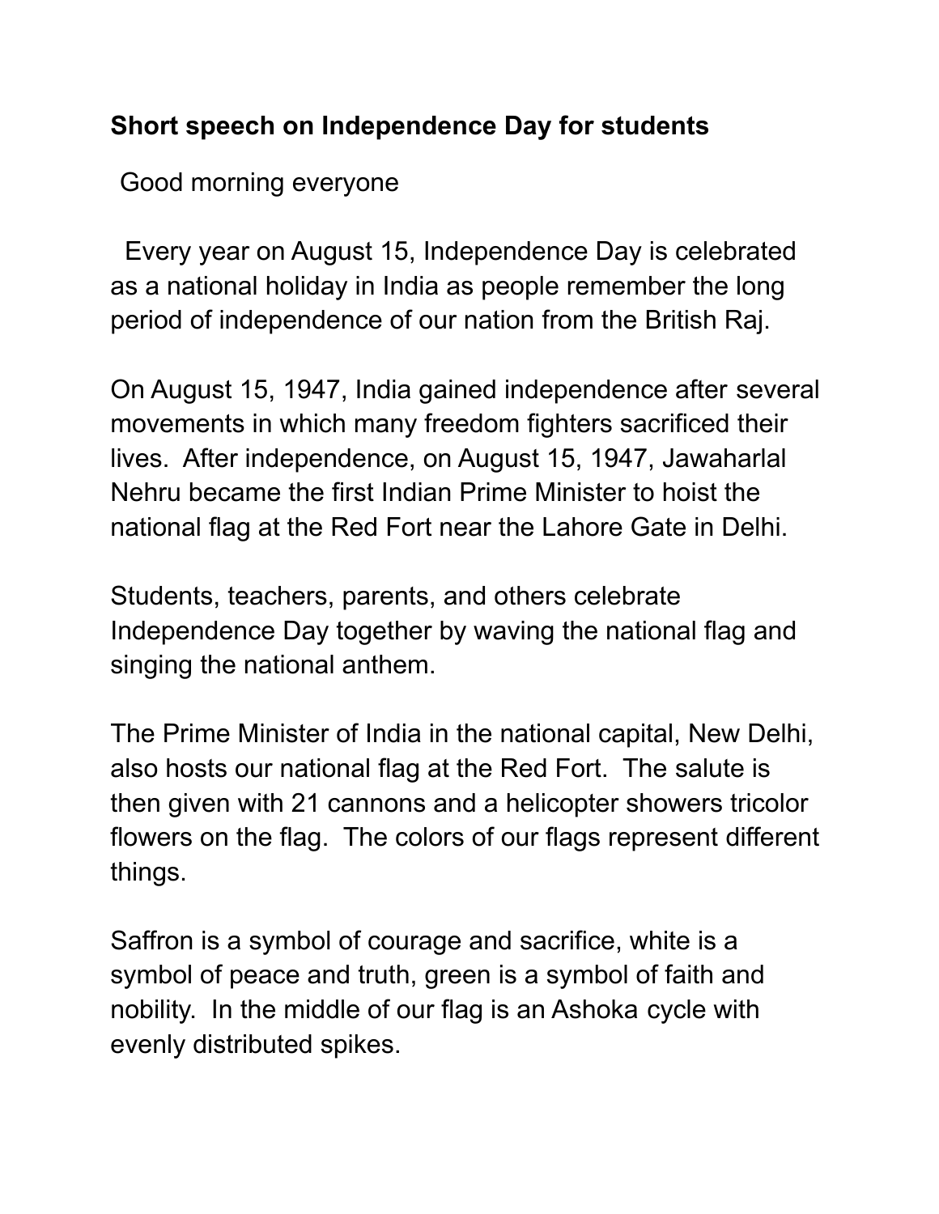**Short speech on Independence Day for students**

Good morning everyone

Every year on August 15, Independence Day is celebrated as a national holiday in India as people remember the long period of independence of our nation from the British Raj.

On August 15, 1947, India gained independence after several movements in which many freedom fighters sacrificed their lives. After independence, on August 15, 1947, Jawaharlal Nehru became the first Indian Prime Minister to hoist the national flag at the Red Fort near the Lahore Gate in Delhi.

Students, teachers, parents, and others celebrate Independence Day together by waving the national flag and singing the national anthem.

The Prime Minister of India in the national capital, New Delhi, also hosts our national flag at the Red Fort. The salute is then given with 21 cannons and a helicopter showers tricolor flowers on the flag. The colors of our flags represent different things.

Saffron is a symbol of courage and sacrifice, white is a symbol of peace and truth, green is a symbol of faith and nobility. In the middle of our flag is an Ashoka cycle with evenly distributed spikes.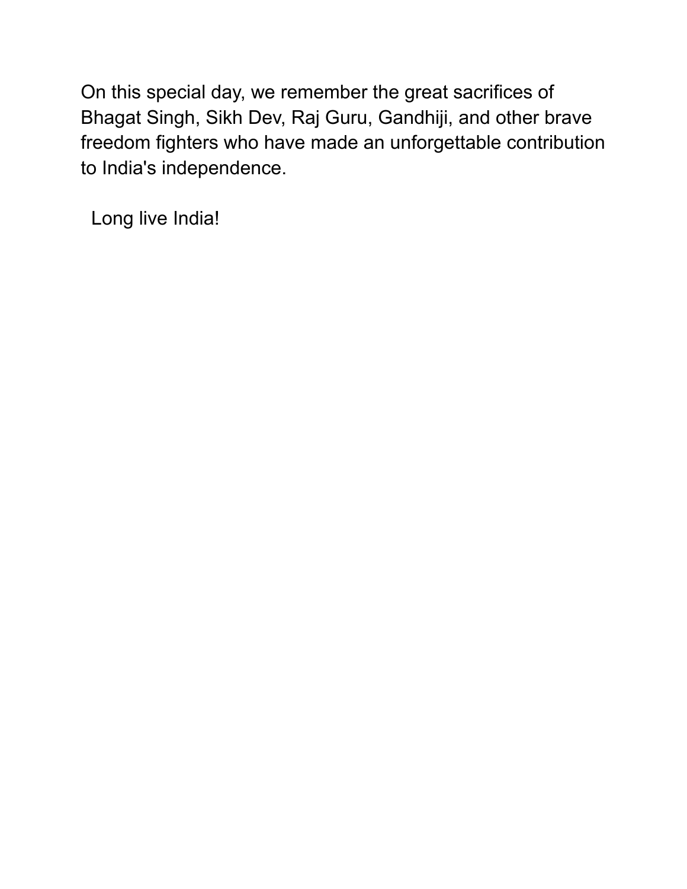On this special day, we remember the great sacrifices of Bhagat Singh, Sikh Dev, Raj Guru, Gandhiji, and other brave freedom fighters who have made an unforgettable contribution to India's independence.

Long live India!